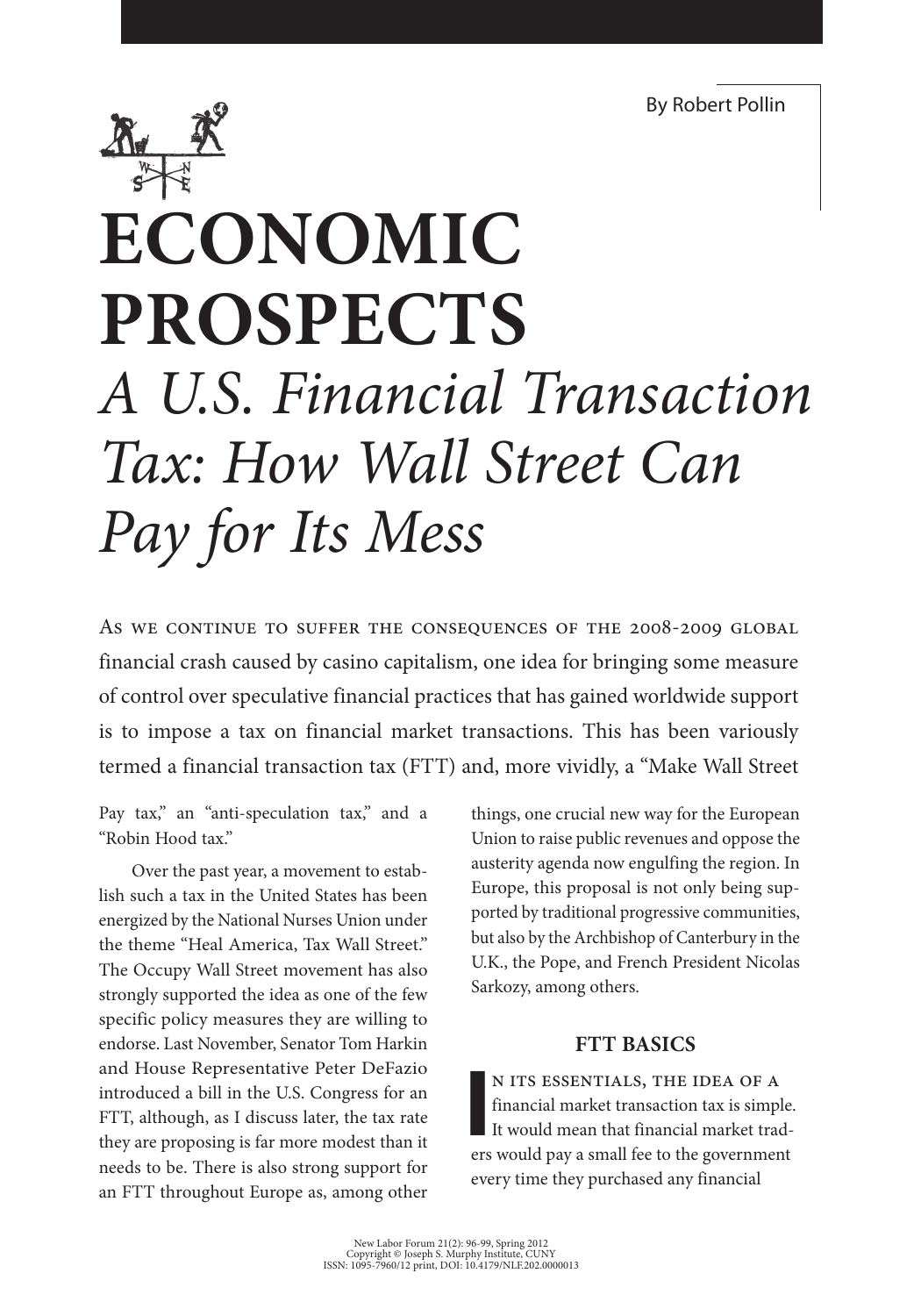By Robert Pollin

# ECONOMIC PROSPECTS

## *A U.S. Financial Transaction Tax: How Wall Street Can Pay for Its Mess*

As we continue to suffer the consequences of the 2008-2009 global financial crash caused by casino capitalism, one idea for bringing some measure of control over speculative financial practices that has gained worldwide support is to impose a tax on financial market transactions. This has been variously termed a financial transaction tax (FTT) and, more vividly, a "Make Wall Street Pay tax," an "anti-speculation tax," and a "Robin Hood tax."

Over the past year, a movement to establish such a tax in the United States has been energized by the National Nurses Union under the theme "Heal America, Tax Wall Street." The Occupy Wall Street movement has also strongly supported the idea as one of the few specific policy measures they are willing to endorse. Last November, Senator Tom Harkin and House Representative Peter DeFazio introduced a bill in the U.S. Congress for an FTT, although, as I discuss later, the tax rate they are proposing is far more modest than it needs to be. There is also strong support for an FTT throughout Europe as, among other things, one crucial new way for the European Union to raise public revenues and oppose the austerity agenda now engulfing the region. In Europe, this proposal is not only being supported by traditional progressive communities, but also by the Archbishop of Canterbury in the U.K., the Pope, and French President Nicolas Sarkozy, among others.

### FTT BASICS

In its essentials, the idea of a financial market transaction tax is simple. It would mean that financial market traders would pay a small fee to the government every time they purchased any financial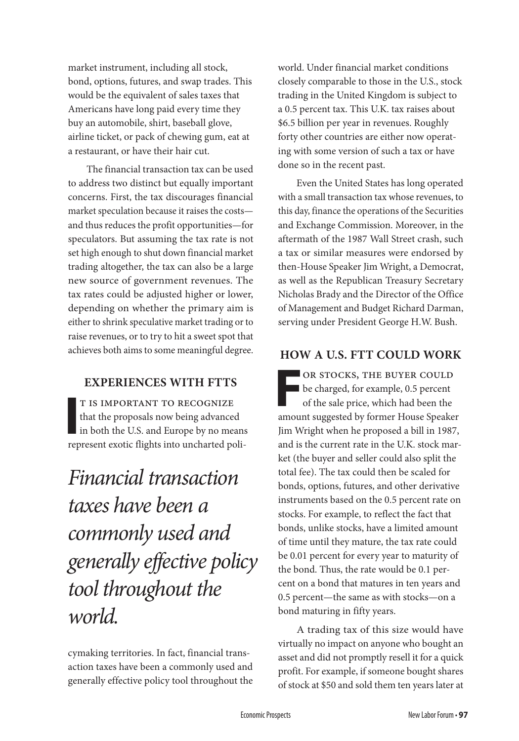market instrument, including all stock, bond, options, futures, and swap trades. This would be the equivalent of sales taxes that Americans have long paid every time they buy an automobile, shirt, baseball glove, airline ticket, or pack of chewing gum, eat at a restaurant, or have their hair cut.

The financial transaction tax can be used to address two distinct but equally important concerns. First, the tax discourages financial market speculation because it raises the costs—and thus reduces the profit opportunities—for speculators. But assuming the tax rate is not set high enough to shut down financial market trading altogether, the tax can also be a large new source of government revenues. The tax rates could be adjusted higher or lower, depending on whether the primary aim is either to shrink speculative market trading or to raise revenues, or to try to hit a sweet spot that achieves both aims to some meaningful degree.

## EXPERIENCES WITH FTTS

It is important to recognize that the proposals now being advanced in both the U.S. and Europe by no means represent exotic flights into uncharted policymaking territories. In fact, financial transaction taxes have been a commonly used and generally effective policy tool throughout the world. Under financial market conditions closely comparable to those in the U.S., stock trading in the United Kingdom is subject to a 0.5 percent tax. This U.K. tax raises about $6.5 billion per year in revenues. Roughly forty other countries are either now operating with some version of such a tax or have done so in the recent past.

*Financial transaction taxes have been a commonly used and generally effective policy tool throughout the world.*

Even the United States has long operated with a small transaction tax whose revenues, to this day, finance the operations of the Securities and Exchange Commission. Moreover, in the aftermath of the 1987 Wall Street crash, such a tax or similar measures were endorsed by then-House Speaker Jim Wright, a Democrat, as well as the Republican Treasury Secretary Nicholas Brady and the Director of the Office of Management and Budget Richard Darman, serving under President George H.W. Bush.

## HOW A U.S. FTT COULD WORK

For stocks, the buyer could be charged, for example, 0.5 percent of the sale price, which had been the amount suggested by former House Speaker Jim Wright when he proposed a bill in 1987, and is the current rate in the U.K. stock market (the buyer and seller could also split the total fee). The tax could then be scaled for bonds, options, futures, and other derivative instruments based on the 0.5 percent rate on stocks. For example, to reflect the fact that bonds, unlike stocks, have a limited amount of time until they mature, the tax rate could be 0.01 percent for every year to maturity of the bond. Thus, the rate would be 0.1 percent on a bond that matures in ten years and 0.5 percent—the same as with stocks—on a bond maturing in fifty years.

A trading tax of this size would have virtually no impact on anyone who bought an asset and did not promptly resell it for a quick profit. For example, if someone bought shares of stock at $50 and sold them ten years later at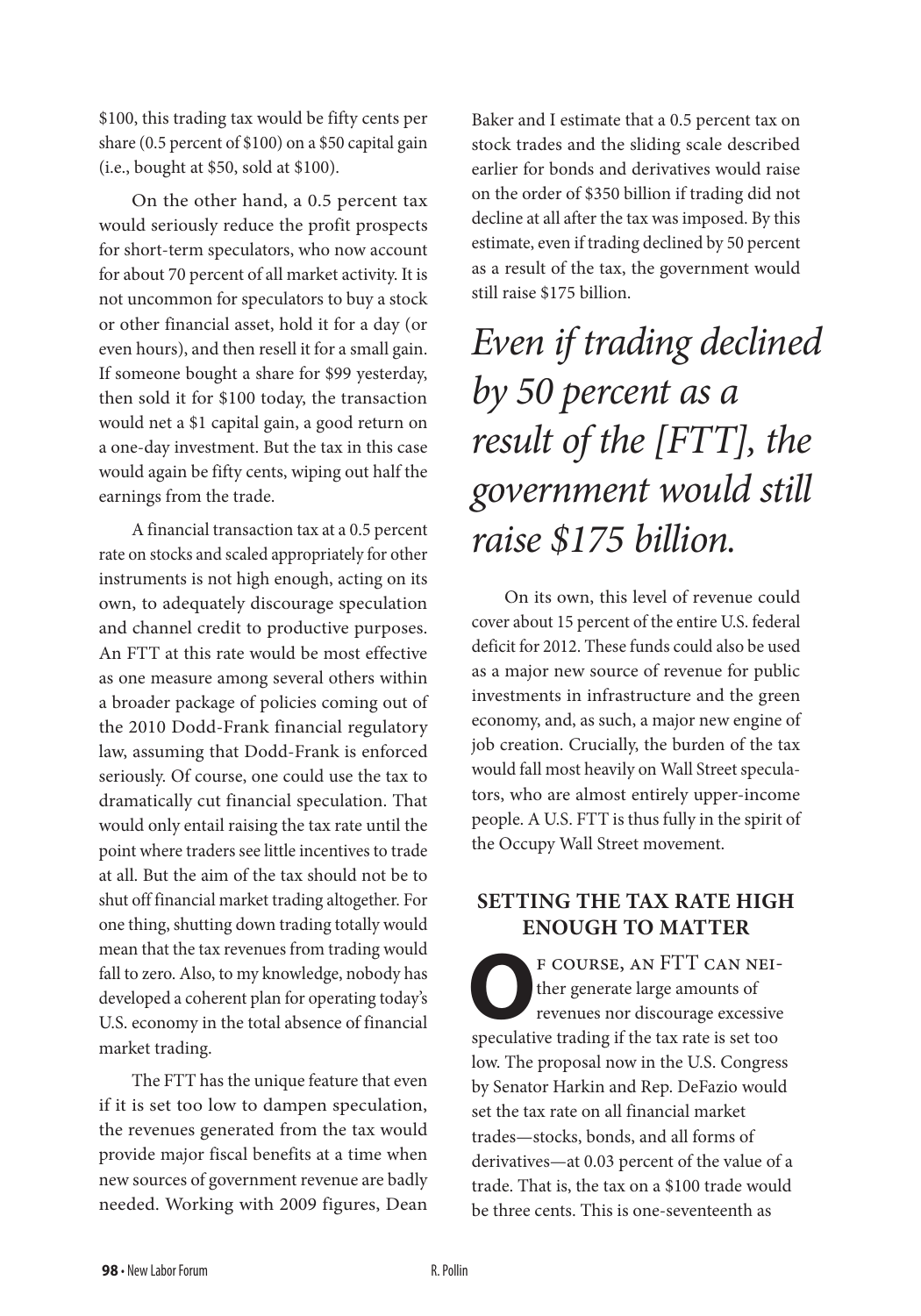$100, this trading tax would be fifty cents per share (0.5 percent of $100) on a $50 capital gain (i.e., bought at $50, sold at $100).

On the other hand, a 0.5 percent tax would seriously reduce the profit prospects for short-term speculators, who now account for about 70 percent of all market activity. It is not uncommon for speculators to buy a stock or other financial asset, hold it for a day (or even hours), and then resell it for a small gain. If someone bought a share for $99 yesterday, then sold it for $100 today, the transaction would net a $1 capital gain, a good return on a one-day investment. But the tax in this case would again be fifty cents, wiping out half the earnings from the trade.

A financial transaction tax at a 0.5 percent rate on stocks and scaled appropriately for other instruments is not high enough, acting on its own, to adequately discourage speculation and channel credit to productive purposes. An FTT at this rate would be most effective as one measure among several others within a broader package of policies coming out of the 2010 Dodd-Frank financial regulatory law, assuming that Dodd-Frank is enforced seriously. Of course, one could use the tax to dramatically cut financial speculation. That would only entail raising the tax rate until the point where traders see little incentives to trade at all. But the aim of the tax should not be to shut off financial market trading altogether. For one thing, shutting down trading totally would mean that the tax revenues from trading would fall to zero. Also, to my knowledge, nobody has developed a coherent plan for operating today's U.S. economy in the total absence of financial market trading.

The FTT has the unique feature that even if it is set too low to dampen speculation, the revenues generated from the tax would provide major fiscal benefits at a time when new sources of government revenue are badly needed. Working with 2009 figures, Dean Baker and I estimate that a 0.5 percent tax on stock trades and the sliding scale described earlier for bonds and derivatives would raise on the order of $350 billion if trading did not decline at all after the tax was imposed. By this estimate, even if trading declined by 50 percent as a result of the tax, the government would still raise $175 billion.

*Even if trading declined by 50 percent as a result of the [FTT], the government would still raise $175 billion.*

On its own, this level of revenue could cover about 15 percent of the entire U.S. federal deficit for 2012. These funds could also be used as a major new source of revenue for public investments in infrastructure and the green economy, and, as such, a major new engine of job creation. Crucially, the burden of the tax would fall most heavily on Wall Street speculators, who are almost entirely upper-income people. A U.S. FTT is thus fully in the spirit of the Occupy Wall Street movement.

## SETTING THE TAX RATE HIGH ENOUGH TO MATTER

Of course, an FTT can neither generate large amounts of revenues nor discourage excessive speculative trading if the tax rate is set too low. The proposal now in the U.S. Congress by Senator Harkin and Rep. DeFazio would set the tax rate on all financial market trades—stocks, bonds, and all forms of derivatives—at 0.03 percent of the value of a trade. That is, the tax on a $100 trade would be three cents. This is one-seventeenth as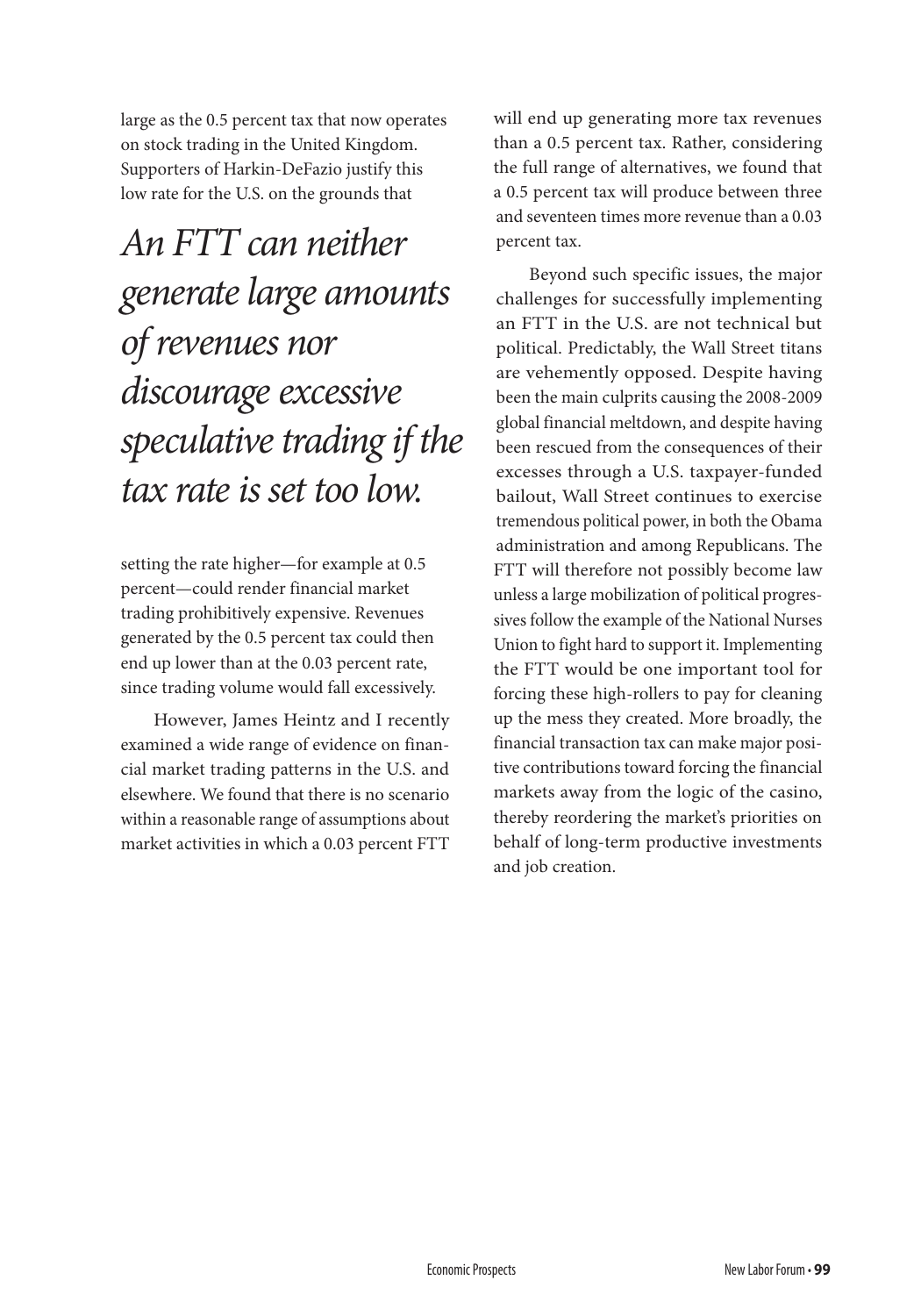large as the 0.5 percent tax that now operates on stock trading in the United Kingdom. Supporters of Harkin-DeFazio justify this low rate for the U.S. on the grounds that

> *An FTT can neither generate large amounts of revenues nor discourage excessive speculative trading if the tax rate is set too low.*

setting the rate higher—for example at 0.5 percent—could render financial market trading prohibitively expensive. Revenues generated by the 0.5 percent tax could then end up lower than at the 0.03 percent rate, since trading volume would fall excessively.

However, James Heintz and I recently examined a wide range of evidence on financial market trading patterns in the U.S. and elsewhere. We found that there is no scenario within a reasonable range of assumptions about market activities in which a 0.03 percent FTT will end up generating more tax revenues than a 0.5 percent tax. Rather, considering the full range of alternatives, we found that a 0.5 percent tax will produce between three and seventeen times more revenue than a 0.03 percent tax.

Beyond such specific issues, the major challenges for successfully implementing an FTT in the U.S. are not technical but political. Predictably, the Wall Street titans are vehemently opposed. Despite having been the main culprits causing the 2008-2009 global financial meltdown, and despite having been rescued from the consequences of their excesses through a U.S. taxpayer-funded bailout, Wall Street continues to exercise tremendous political power, in both the Obama administration and among Republicans. The FTT will therefore not possibly become law unless a large mobilization of political progressives follow the example of the National Nurses Union to fight hard to support it. Implementing the FTT would be one important tool for forcing these high-rollers to pay for cleaning up the mess they created. More broadly, the financial transaction tax can make major positive contributions toward forcing the financial markets away from the logic of the casino, thereby reordering the market's priorities on behalf of long-term productive investments and job creation.